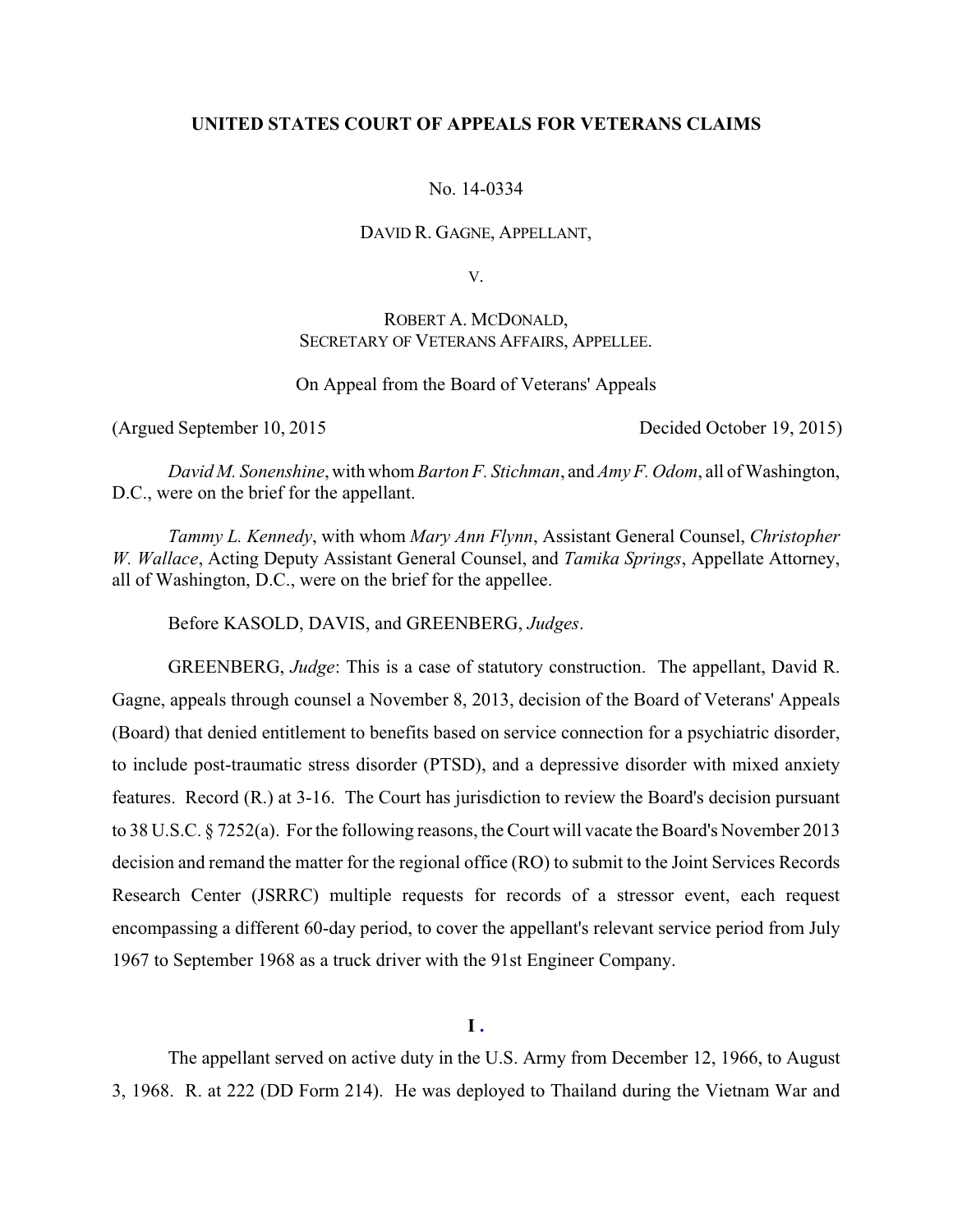# UNITED STATES COURT OF APPEALS FOR VETERANS CLAIMS

No. 14-0334

DAVID R. GAGNE, APPELLANT,

V.

ROBERT A. MCDONALD,
SECRETARY OF VETERANS AFFAIRS, APPELLEE.

On Appeal from the Board of Veterans' Appeals

(Argued September 10, 2015 Decided October 19, 2015)

*David M. Sonenshine*, with whom *Barton F. Stichman*, and *Amy F. Odom*, all of Washington, D.C., were on the brief for the appellant.

*Tammy L. Kennedy*, with whom *Mary Ann Flynn*, Assistant General Counsel, *Christopher W. Wallace*, Acting Deputy Assistant General Counsel, and *Tamika Springs*, Appellate Attorney, all of Washington, D.C., were on the brief for the appellee.

Before KASOLD, DAVIS, and GREENBERG, *Judges*.

GREENBERG, *Judge*: This is a case of statutory construction. The appellant, David R. Gagne, appeals through counsel a November 8, 2013, decision of the Board of Veterans' Appeals (Board) that denied entitlement to benefits based on service connection for a psychiatric disorder, to include post-traumatic stress disorder (PTSD), and a depressive disorder with mixed anxiety features. Record (R.) at 3-16. The Court has jurisdiction to review the Board's decision pursuant to 38 U.S.C. § 7252(a). For the following reasons, the Court will vacate the Board's November 2013 decision and remand the matter for the regional office (RO) to submit to the Joint Services Records Research Center (JSRRC) multiple requests for records of a stressor event, each request encompassing a different 60-day period, to cover the appellant's relevant service period from July 1967 to September 1968 as a truck driver with the 91st Engineer Company.

## I.

The appellant served on active duty in the U.S. Army from December 12, 1966, to August 3, 1968. R. at 222 (DD Form 214). He was deployed to Thailand during the Vietnam War and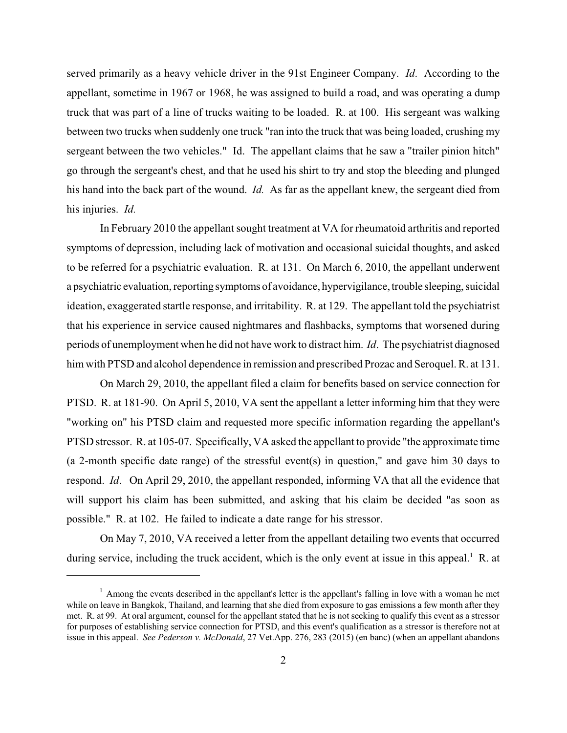served primarily as a heavy vehicle driver in the 91st Engineer Company. *Id*. According to the appellant, sometime in 1967 or 1968, he was assigned to build a road, and was operating a dump truck that was part of a line of trucks waiting to be loaded. R. at 100. His sergeant was walking between two trucks when suddenly one truck "ran into the truck that was being loaded, crushing my sergeant between the two vehicles." Id. The appellant claims that he saw a "trailer pinion hitch" go through the sergeant's chest, and that he used his shirt to try and stop the bleeding and plunged his hand into the back part of the wound. *Id.* As far as the appellant knew, the sergeant died from his injuries. *Id.*

In February 2010 the appellant sought treatment at VA for rheumatoid arthritis and reported symptoms of depression, including lack of motivation and occasional suicidal thoughts, and asked to be referred for a psychiatric evaluation. R. at 131. On March 6, 2010, the appellant underwent a psychiatric evaluation, reporting symptoms of avoidance, hypervigilance, trouble sleeping, suicidal ideation, exaggerated startle response, and irritability. R. at 129. The appellant told the psychiatrist that his experience in service caused nightmares and flashbacks, symptoms that worsened during periods of unemployment when he did not have work to distract him. *Id*. The psychiatrist diagnosed him with PTSD and alcohol dependence in remission and prescribed Prozac and Seroquel. R. at 131.

On March 29, 2010, the appellant filed a claim for benefits based on service connection for PTSD. R. at 181-90. On April 5, 2010, VA sent the appellant a letter informing him that they were "working on" his PTSD claim and requested more specific information regarding the appellant's PTSD stressor. R. at 105-07. Specifically, VA asked the appellant to provide "the approximate time (a 2-month specific date range) of the stressful event(s) in question," and gave him 30 days to respond. *Id*. On April 29, 2010, the appellant responded, informing VA that all the evidence that will support his claim has been submitted, and asking that his claim be decided "as soon as possible." R. at 102. He failed to indicate a date range for his stressor.

On May 7, 2010, VA received a letter from the appellant detailing two events that occurred during service, including the truck accident, which is the only event at issue in this appeal.[1] R. at

[1] Among the events described in the appellant's letter is the appellant's falling in love with a woman he met while on leave in Bangkok, Thailand, and learning that she died from exposure to gas emissions a few month after they met. R. at 99. At oral argument, counsel for the appellant stated that he is not seeking to qualify this event as a stressor for purposes of establishing service connection for PTSD, and this event's qualification as a stressor is therefore not at issue in this appeal. *See Pederson v. McDonald*, 27 Vet.App. 276, 283 (2015) (en banc) (when an appellant abandons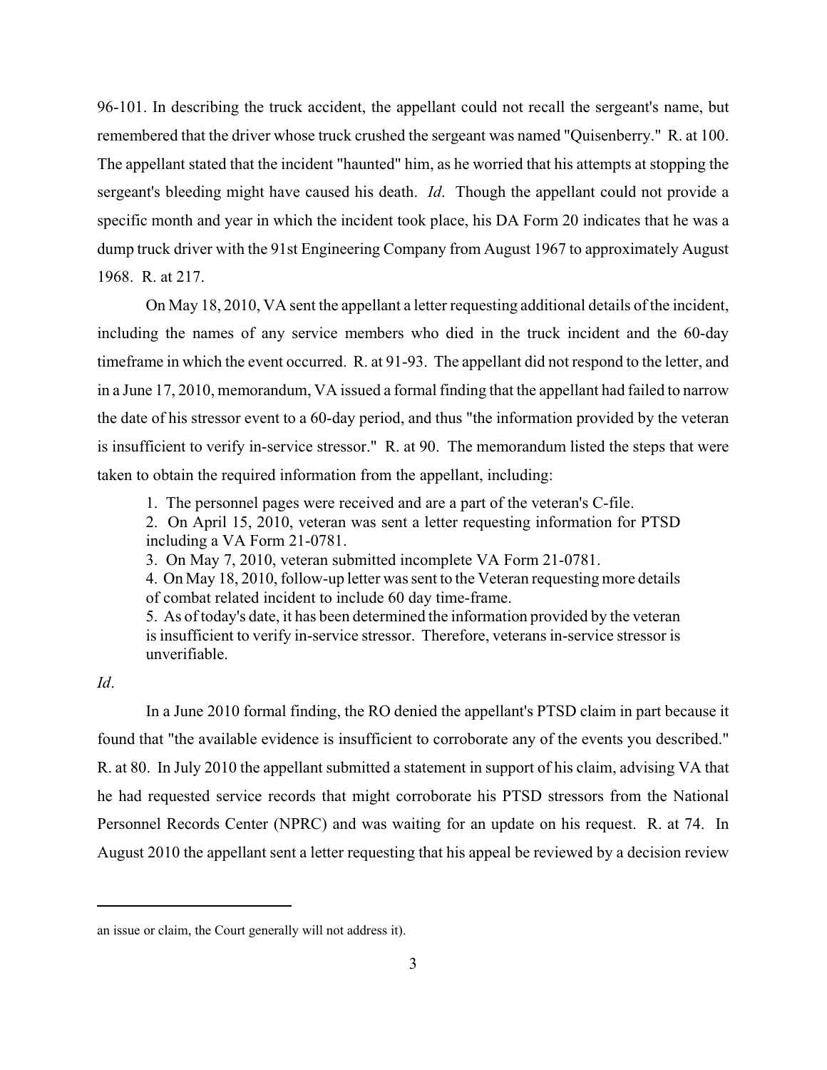96-101. In describing the truck accident, the appellant could not recall the sergeant's name, but remembered that the driver whose truck crushed the sergeant was named "Quisenberry." R. at 100. The appellant stated that the incident "haunted" him, as he worried that his attempts at stopping the sergeant's bleeding might have caused his death. *Id*. Though the appellant could not provide a specific month and year in which the incident took place, his DA Form 20 indicates that he was a dump truck driver with the 91st Engineering Company from August 1967 to approximately August 1968. R. at 217.

On May 18, 2010, VA sent the appellant a letter requesting additional details of the incident, including the names of any service members who died in the truck incident and the 60-day timeframe in which the event occurred. R. at 91-93. The appellant did not respond to the letter, and in a June 17, 2010, memorandum, VA issued a formal finding that the appellant had failed to narrow the date of his stressor event to a 60-day period, and thus "the information provided by the veteran is insufficient to verify in-service stressor." R. at 90. The memorandum listed the steps that were taken to obtain the required information from the appellant, including:

> 1. The personnel pages were received and are a part of the veteran's C-file.
> 2. On April 15, 2010, veteran was sent a letter requesting information for PTSD including a VA Form 21-0781.
> 3. On May 7, 2010, veteran submitted incomplete VA Form 21-0781.
> 4. On May 18, 2010, follow-up letter was sent to the Veteran requesting more details of combat related incident to include 60 day time-frame.
> 5. As of today's date, it has been determined the information provided by the veteran is insufficient to verify in-service stressor. Therefore, veterans in-service stressor is unverifiable.

*Id*.

In a June 2010 formal finding, the RO denied the appellant's PTSD claim in part because it found that "the available evidence is insufficient to corroborate any of the events you described." R. at 80. In July 2010 the appellant submitted a statement in support of his claim, advising VA that he had requested service records that might corroborate his PTSD stressors from the National Personnel Records Center (NPRC) and was waiting for an update on his request. R. at 74. In August 2010 the appellant sent a letter requesting that his appeal be reviewed by a decision review

---

an issue or claim, the Court generally will not address it).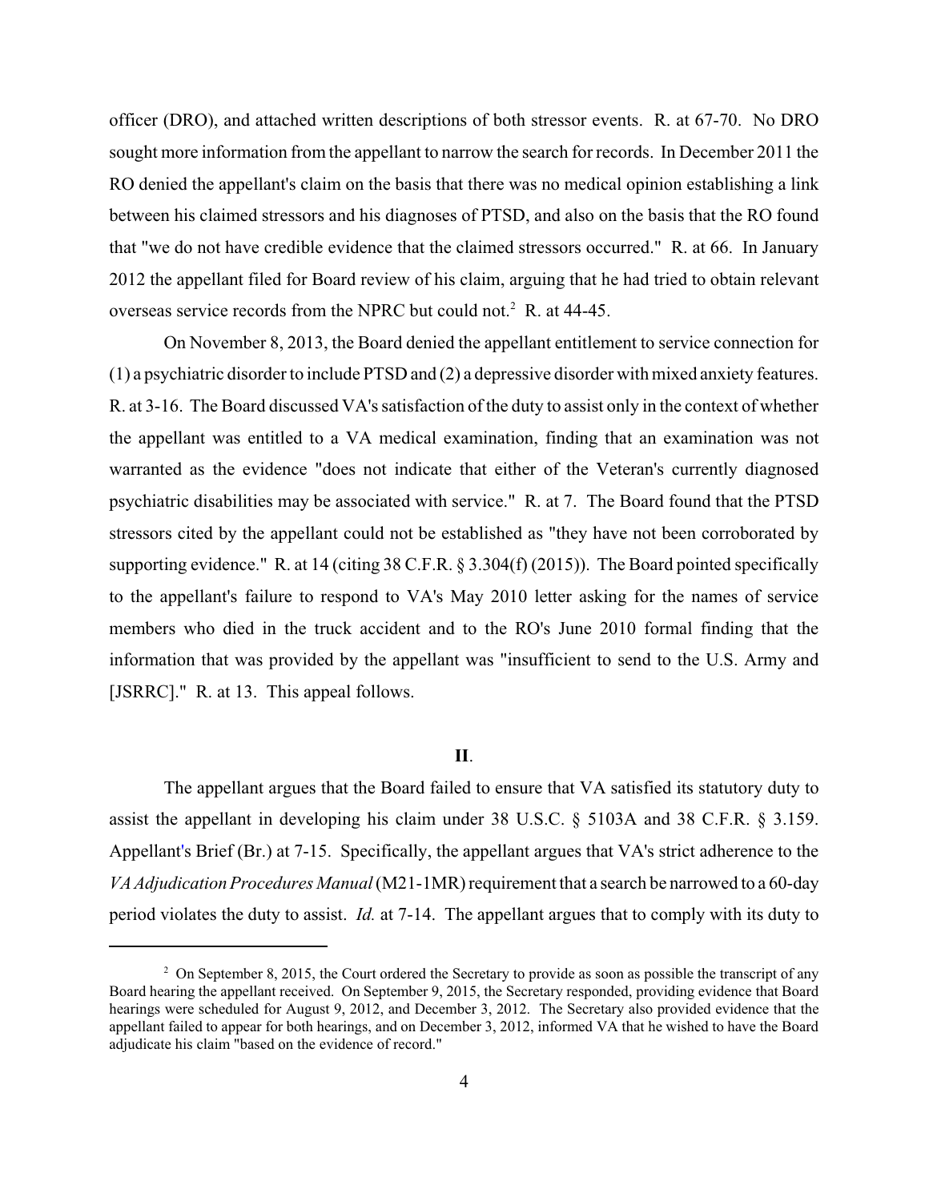officer (DRO), and attached written descriptions of both stressor events. R. at 67-70. No DRO sought more information from the appellant to narrow the search for records. In December 2011 the RO denied the appellant's claim on the basis that there was no medical opinion establishing a link between his claimed stressors and his diagnoses of PTSD, and also on the basis that the RO found that "we do not have credible evidence that the claimed stressors occurred." R. at 66. In January 2012 the appellant filed for Board review of his claim, arguing that he had tried to obtain relevant overseas service records from the NPRC but could not.[2] R. at 44-45.

On November 8, 2013, the Board denied the appellant entitlement to service connection for (1) a psychiatric disorder to include PTSD and (2) a depressive disorder with mixed anxiety features. R. at 3-16. The Board discussed VA's satisfaction of the duty to assist only in the context of whether the appellant was entitled to a VA medical examination, finding that an examination was not warranted as the evidence "does not indicate that either of the Veteran's currently diagnosed psychiatric disabilities may be associated with service." R. at 7. The Board found that the PTSD stressors cited by the appellant could not be established as "they have not been corroborated by supporting evidence." R. at 14 (citing 38 C.F.R. § 3.304(f) (2015)). The Board pointed specifically to the appellant's failure to respond to VA's May 2010 letter asking for the names of service members who died in the truck accident and to the RO's June 2010 formal finding that the information that was provided by the appellant was "insufficient to send to the U.S. Army and [JSRRC]." R. at 13. This appeal follows.

## II.

The appellant argues that the Board failed to ensure that VA satisfied its statutory duty to assist the appellant in developing his claim under 38 U.S.C. § 5103A and 38 C.F.R. § 3.159. Appellant's Brief (Br.) at 7-15. Specifically, the appellant argues that VA's strict adherence to the *VA Adjudication Procedures Manual* (M21-1MR) requirement that a search be narrowed to a 60-day period violates the duty to assist. *Id.* at 7-14. The appellant argues that to comply with its duty to

---

[2] On September 8, 2015, the Court ordered the Secretary to provide as soon as possible the transcript of any Board hearing the appellant received. On September 9, 2015, the Secretary responded, providing evidence that Board hearings were scheduled for August 9, 2012, and December 3, 2012. The Secretary also provided evidence that the appellant failed to appear for both hearings, and on December 3, 2012, informed VA that he wished to have the Board adjudicate his claim "based on the evidence of record."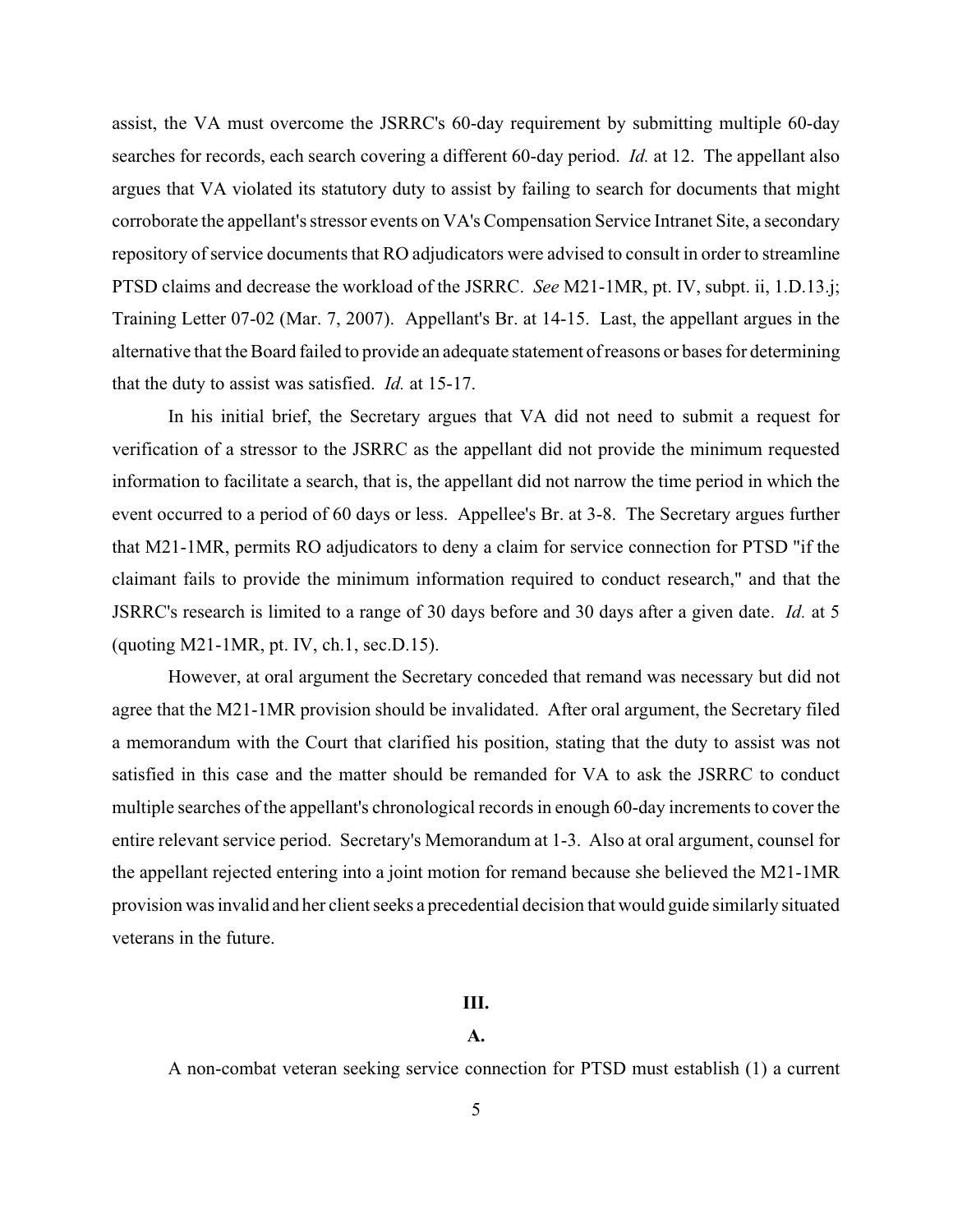assist, the VA must overcome the JSRRC's 60-day requirement by submitting multiple 60-day searches for records, each search covering a different 60-day period. *Id.* at 12. The appellant also argues that VA violated its statutory duty to assist by failing to search for documents that might corroborate the appellant's stressor events on VA's Compensation Service Intranet Site, a secondary repository of service documents that RO adjudicators were advised to consult in order to streamline PTSD claims and decrease the workload of the JSRRC. *See* M21-1MR, pt. IV, subpt. ii, 1.D.13.j; Training Letter 07-02 (Mar. 7, 2007). Appellant's Br. at 14-15. Last, the appellant argues in the alternative that the Board failed to provide an adequate statement of reasons or bases for determining that the duty to assist was satisfied. *Id.* at 15-17.

In his initial brief, the Secretary argues that VA did not need to submit a request for verification of a stressor to the JSRRC as the appellant did not provide the minimum requested information to facilitate a search, that is, the appellant did not narrow the time period in which the event occurred to a period of 60 days or less. Appellee's Br. at 3-8. The Secretary argues further that M21-1MR, permits RO adjudicators to deny a claim for service connection for PTSD "if the claimant fails to provide the minimum information required to conduct research," and that the JSRRC's research is limited to a range of 30 days before and 30 days after a given date. *Id.* at 5 (quoting M21-1MR, pt. IV, ch.1, sec.D.15).

However, at oral argument the Secretary conceded that remand was necessary but did not agree that the M21-1MR provision should be invalidated. After oral argument, the Secretary filed a memorandum with the Court that clarified his position, stating that the duty to assist was not satisfied in this case and the matter should be remanded for VA to ask the JSRRC to conduct multiple searches of the appellant's chronological records in enough 60-day increments to cover the entire relevant service period. Secretary's Memorandum at 1-3. Also at oral argument, counsel for the appellant rejected entering into a joint motion for remand because she believed the M21-1MR provision was invalid and her client seeks a precedential decision that would guide similarly situated veterans in the future.

## III.

### A.

A non-combat veteran seeking service connection for PTSD must establish (1) a current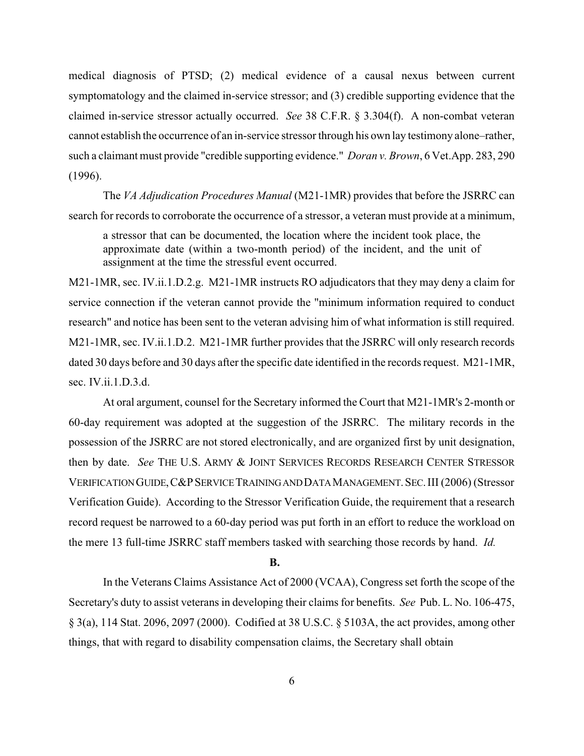medical diagnosis of PTSD; (2) medical evidence of a causal nexus between current symptomatology and the claimed in-service stressor; and (3) credible supporting evidence that the claimed in-service stressor actually occurred. *See* 38 C.F.R. § 3.304(f). A non-combat veteran cannot establish the occurrence of an in-service stressor through his own lay testimony alone–rather, such a claimant must provide "credible supporting evidence." *Doran v. Brown*, 6 Vet.App. 283, 290 (1996).

The *VA Adjudication Procedures Manual* (M21-1MR) provides that before the JSRRC can search for records to corroborate the occurrence of a stressor, a veteran must provide at a minimum,

> a stressor that can be documented, the location where the incident took place, the approximate date (within a two-month period) of the incident, and the unit of assignment at the time the stressful event occurred.

M21-1MR, sec. IV.ii.1.D.2.g. M21-1MR instructs RO adjudicators that they may deny a claim for service connection if the veteran cannot provide the "minimum information required to conduct research" and notice has been sent to the veteran advising him of what information is still required. M21-1MR, sec. IV.ii.1.D.2. M21-1MR further provides that the JSRRC will only research records dated 30 days before and 30 days after the specific date identified in the records request. M21-1MR, sec. IV.ii.1.D.3.d.

At oral argument, counsel for the Secretary informed the Court that M21-1MR's 2-month or 60-day requirement was adopted at the suggestion of the JSRRC. The military records in the possession of the JSRRC are not stored electronically, and are organized first by unit designation, then by date. *See* THE U.S. ARMY & JOINT SERVICES RECORDS RESEARCH CENTER STRESSOR VERIFICATION GUIDE, C&P SERVICE TRAINING AND DATA MANAGEMENT. SEC. III (2006) (Stressor Verification Guide). According to the Stressor Verification Guide, the requirement that a research record request be narrowed to a 60-day period was put forth in an effort to reduce the workload on the mere 13 full-time JSRRC staff members tasked with searching those records by hand. *Id.*

**B.**

In the Veterans Claims Assistance Act of 2000 (VCAA), Congress set forth the scope of the Secretary's duty to assist veterans in developing their claims for benefits. *See* Pub. L. No. 106-475, § 3(a), 114 Stat. 2096, 2097 (2000). Codified at 38 U.S.C. § 5103A, the act provides, among other things, that with regard to disability compensation claims, the Secretary shall obtain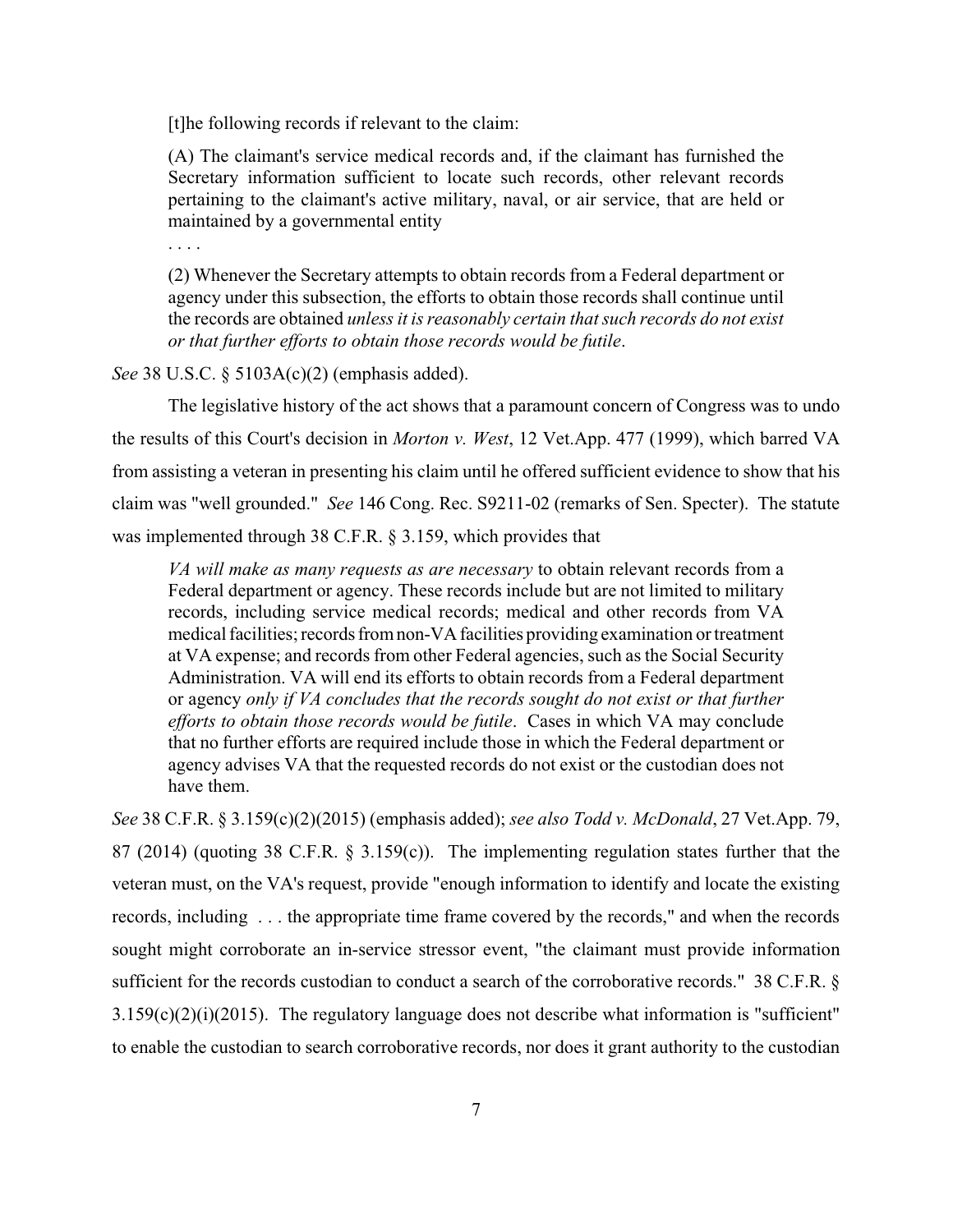> [t]he following records if relevant to the claim:
>
> (A) The claimant's service medical records and, if the claimant has furnished the Secretary information sufficient to locate such records, other relevant records pertaining to the claimant's active military, naval, or air service, that are held or maintained by a governmental entity
>
> . . . .
>
> (2) Whenever the Secretary attempts to obtain records from a Federal department or agency under this subsection, the efforts to obtain those records shall continue until the records are obtained *unless it is reasonably certain that such records do not exist or that further efforts to obtain those records would be futile*.

*See* 38 U.S.C. § 5103A(c)(2) (emphasis added).

The legislative history of the act shows that a paramount concern of Congress was to undo the results of this Court's decision in *Morton v. West*, 12 Vet.App. 477 (1999), which barred VA from assisting a veteran in presenting his claim until he offered sufficient evidence to show that his claim was "well grounded." *See* 146 Cong. Rec. S9211-02 (remarks of Sen. Specter). The statute was implemented through 38 C.F.R. § 3.159, which provides that

> *VA will make as many requests as are necessary* to obtain relevant records from a Federal department or agency. These records include but are not limited to military records, including service medical records; medical and other records from VA medical facilities; records from non-VA facilities providing examination or treatment at VA expense; and records from other Federal agencies, such as the Social Security Administration. VA will end its efforts to obtain records from a Federal department or agency *only if VA concludes that the records sought do not exist or that further efforts to obtain those records would be futile*. Cases in which VA may conclude that no further efforts are required include those in which the Federal department or agency advises VA that the requested records do not exist or the custodian does not have them.

*See* 38 C.F.R. § 3.159(c)(2)(2015) (emphasis added); *see also Todd v. McDonald*, 27 Vet.App. 79, 87 (2014) (quoting 38 C.F.R. § 3.159(c)). The implementing regulation states further that the veteran must, on the VA's request, provide "enough information to identify and locate the existing records, including . . . the appropriate time frame covered by the records," and when the records sought might corroborate an in-service stressor event, "the claimant must provide information sufficient for the records custodian to conduct a search of the corroborative records." 38 C.F.R. § 3.159(c)(2)(i)(2015). The regulatory language does not describe what information is "sufficient" to enable the custodian to search corroborative records, nor does it grant authority to the custodian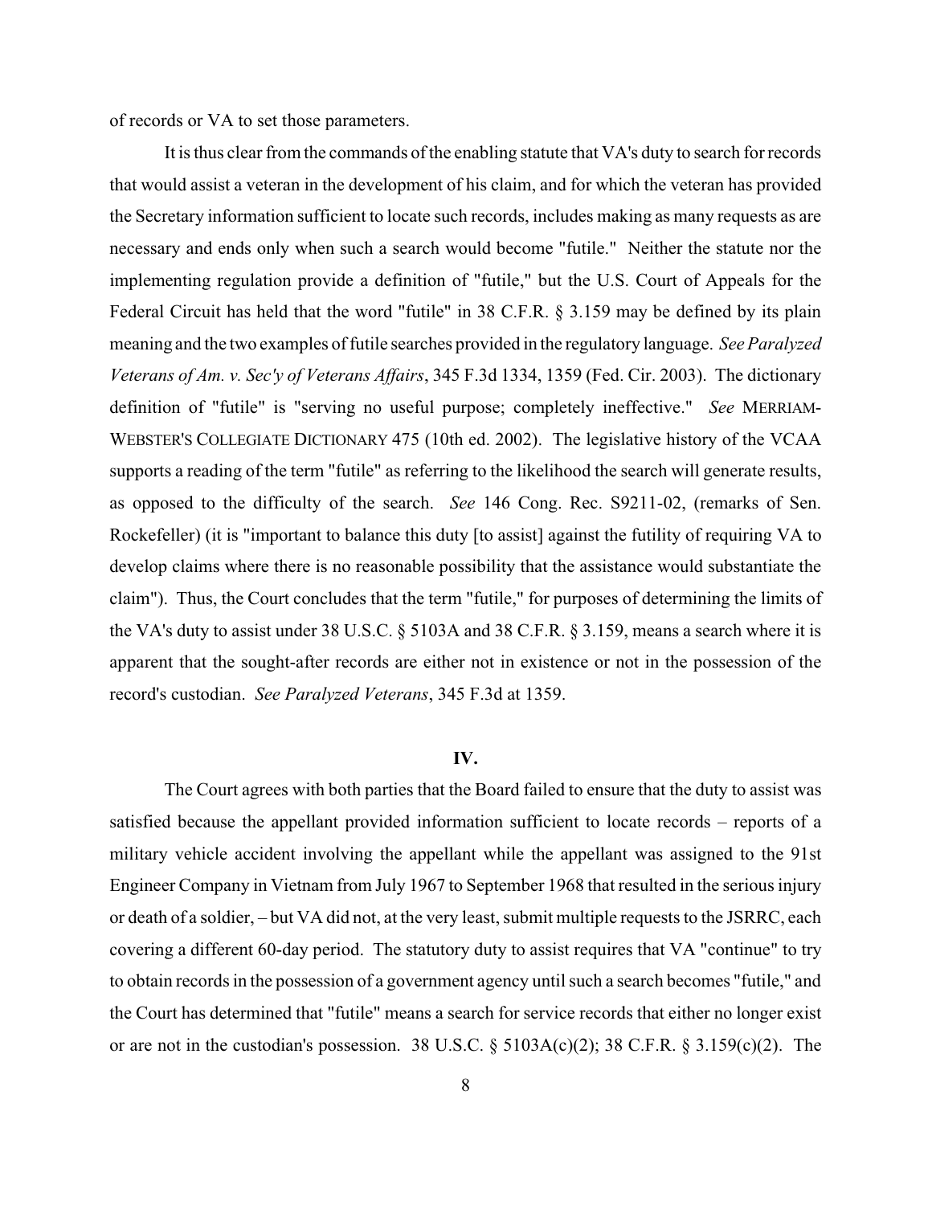of records or VA to set those parameters.

It is thus clear from the commands of the enabling statute that VA's duty to search for records that would assist a veteran in the development of his claim, and for which the veteran has provided the Secretary information sufficient to locate such records, includes making as many requests as are necessary and ends only when such a search would become "futile." Neither the statute nor the implementing regulation provide a definition of "futile," but the U.S. Court of Appeals for the Federal Circuit has held that the word "futile" in 38 C.F.R. § 3.159 may be defined by its plain meaning and the two examples of futile searches provided in the regulatory language. *See Paralyzed Veterans of Am. v. Sec'y of Veterans Affairs*, 345 F.3d 1334, 1359 (Fed. Cir. 2003). The dictionary definition of "futile" is "serving no useful purpose; completely ineffective." *See* MERRIAM-WEBSTER'S COLLEGIATE DICTIONARY 475 (10th ed. 2002). The legislative history of the VCAA supports a reading of the term "futile" as referring to the likelihood the search will generate results, as opposed to the difficulty of the search. *See* 146 Cong. Rec. S9211-02, (remarks of Sen. Rockefeller) (it is "important to balance this duty [to assist] against the futility of requiring VA to develop claims where there is no reasonable possibility that the assistance would substantiate the claim"). Thus, the Court concludes that the term "futile," for purposes of determining the limits of the VA's duty to assist under 38 U.S.C. § 5103A and 38 C.F.R. § 3.159, means a search where it is apparent that the sought-after records are either not in existence or not in the possession of the record's custodian. *See Paralyzed Veterans*, 345 F.3d at 1359.

## IV.

The Court agrees with both parties that the Board failed to ensure that the duty to assist was satisfied because the appellant provided information sufficient to locate records – reports of a military vehicle accident involving the appellant while the appellant was assigned to the 91st Engineer Company in Vietnam from July 1967 to September 1968 that resulted in the serious injury or death of a soldier, – but VA did not, at the very least, submit multiple requests to the JSRRC, each covering a different 60-day period. The statutory duty to assist requires that VA "continue" to try to obtain records in the possession of a government agency until such a search becomes "futile," and the Court has determined that "futile" means a search for service records that either no longer exist or are not in the custodian's possession. 38 U.S.C. § 5103A(c)(2); 38 C.F.R. § 3.159(c)(2). The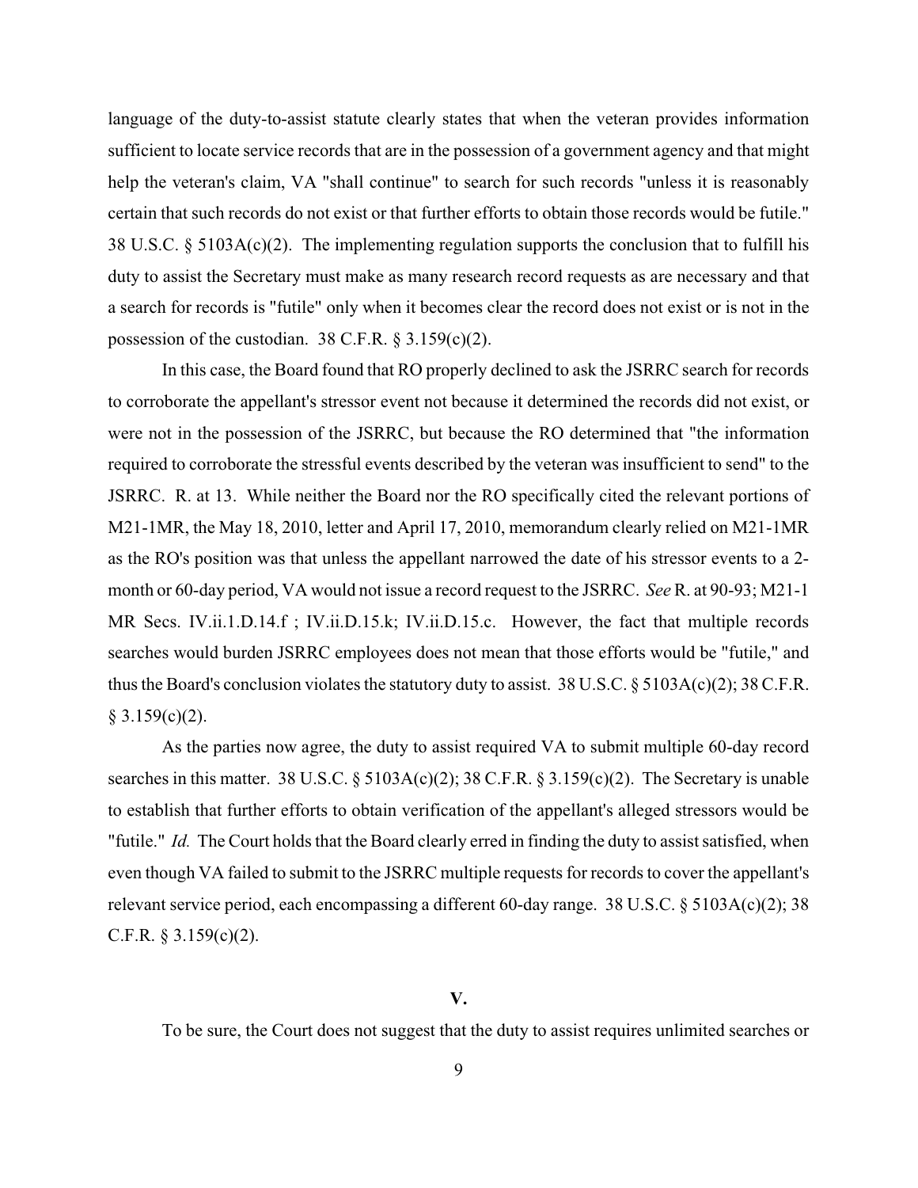language of the duty-to-assist statute clearly states that when the veteran provides information sufficient to locate service records that are in the possession of a government agency and that might help the veteran's claim, VA "shall continue" to search for such records "unless it is reasonably certain that such records do not exist or that further efforts to obtain those records would be futile." 38 U.S.C. § 5103A(c)(2). The implementing regulation supports the conclusion that to fulfill his duty to assist the Secretary must make as many research record requests as are necessary and that a search for records is "futile" only when it becomes clear the record does not exist or is not in the possession of the custodian. 38 C.F.R. § 3.159(c)(2).

In this case, the Board found that RO properly declined to ask the JSRRC search for records to corroborate the appellant's stressor event not because it determined the records did not exist, or were not in the possession of the JSRRC, but because the RO determined that "the information required to corroborate the stressful events described by the veteran was insufficient to send" to the JSRRC. R. at 13. While neither the Board nor the RO specifically cited the relevant portions of M21-1MR, the May 18, 2010, letter and April 17, 2010, memorandum clearly relied on M21-1MR as the RO's position was that unless the appellant narrowed the date of his stressor events to a 2-month or 60-day period, VA would not issue a record request to the JSRRC. *See* R. at 90-93; M21-1 MR Secs. IV.ii.1.D.14.f ; IV.ii.D.15.k; IV.ii.D.15.c. However, the fact that multiple records searches would burden JSRRC employees does not mean that those efforts would be "futile," and thus the Board's conclusion violates the statutory duty to assist. 38 U.S.C. § 5103A(c)(2); 38 C.F.R. § 3.159(c)(2).

As the parties now agree, the duty to assist required VA to submit multiple 60-day record searches in this matter. 38 U.S.C. § 5103A(c)(2); 38 C.F.R. § 3.159(c)(2). The Secretary is unable to establish that further efforts to obtain verification of the appellant's alleged stressors would be "futile." *Id.* The Court holds that the Board clearly erred in finding the duty to assist satisfied, when even though VA failed to submit to the JSRRC multiple requests for records to cover the appellant's relevant service period, each encompassing a different 60-day range. 38 U.S.C. § 5103A(c)(2); 38 C.F.R. § 3.159(c)(2).

## V.

To be sure, the Court does not suggest that the duty to assist requires unlimited searches or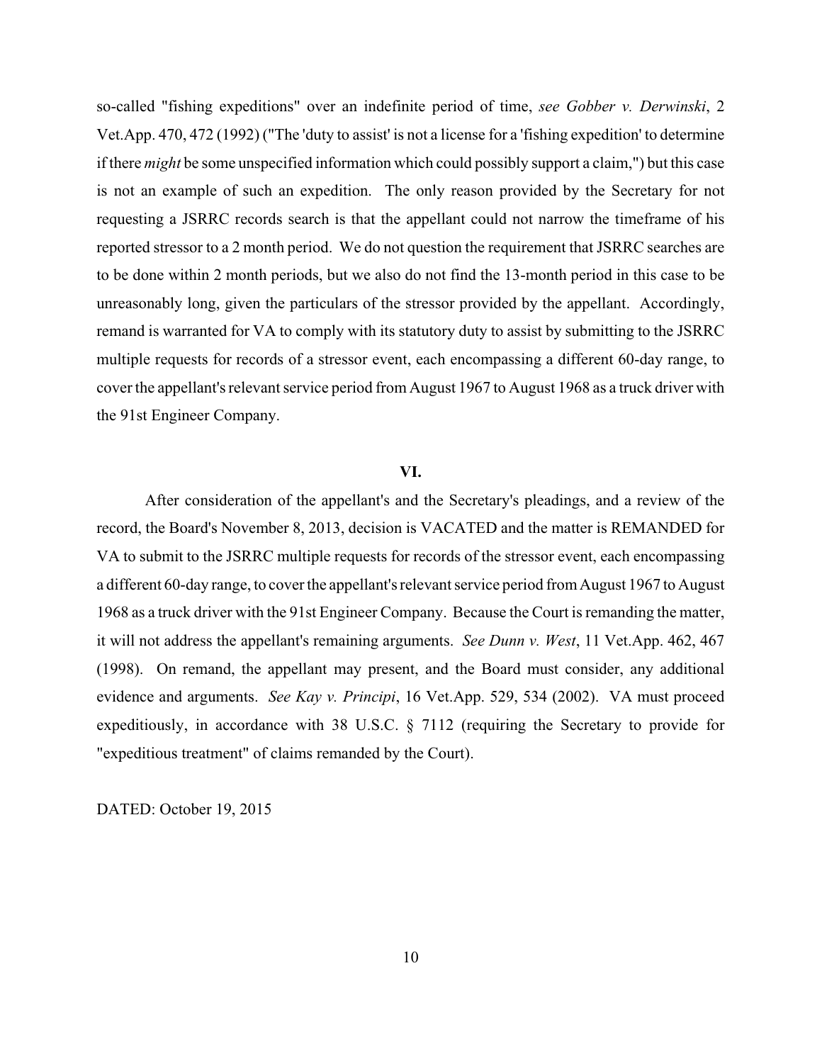so-called "fishing expeditions" over an indefinite period of time, *see Gobber v. Derwinski*, 2 Vet.App. 470, 472 (1992) ("The 'duty to assist' is not a license for a 'fishing expedition' to determine if there *might* be some unspecified information which could possibly support a claim,") but this case is not an example of such an expedition. The only reason provided by the Secretary for not requesting a JSRRC records search is that the appellant could not narrow the timeframe of his reported stressor to a 2 month period. We do not question the requirement that JSRRC searches are to be done within 2 month periods, but we also do not find the 13-month period in this case to be unreasonably long, given the particulars of the stressor provided by the appellant. Accordingly, remand is warranted for VA to comply with its statutory duty to assist by submitting to the JSRRC multiple requests for records of a stressor event, each encompassing a different 60-day range, to cover the appellant's relevant service period from August 1967 to August 1968 as a truck driver with the 91st Engineer Company.

## VI.

After consideration of the appellant's and the Secretary's pleadings, and a review of the record, the Board's November 8, 2013, decision is VACATED and the matter is REMANDED for VA to submit to the JSRRC multiple requests for records of the stressor event, each encompassing a different 60-day range, to cover the appellant's relevant service period from August 1967 to August 1968 as a truck driver with the 91st Engineer Company. Because the Court is remanding the matter, it will not address the appellant's remaining arguments. *See Dunn v. West*, 11 Vet.App. 462, 467 (1998). On remand, the appellant may present, and the Board must consider, any additional evidence and arguments. *See Kay v. Principi*, 16 Vet.App. 529, 534 (2002). VA must proceed expeditiously, in accordance with 38 U.S.C. § 7112 (requiring the Secretary to provide for "expeditious treatment" of claims remanded by the Court).

DATED: October 19, 2015